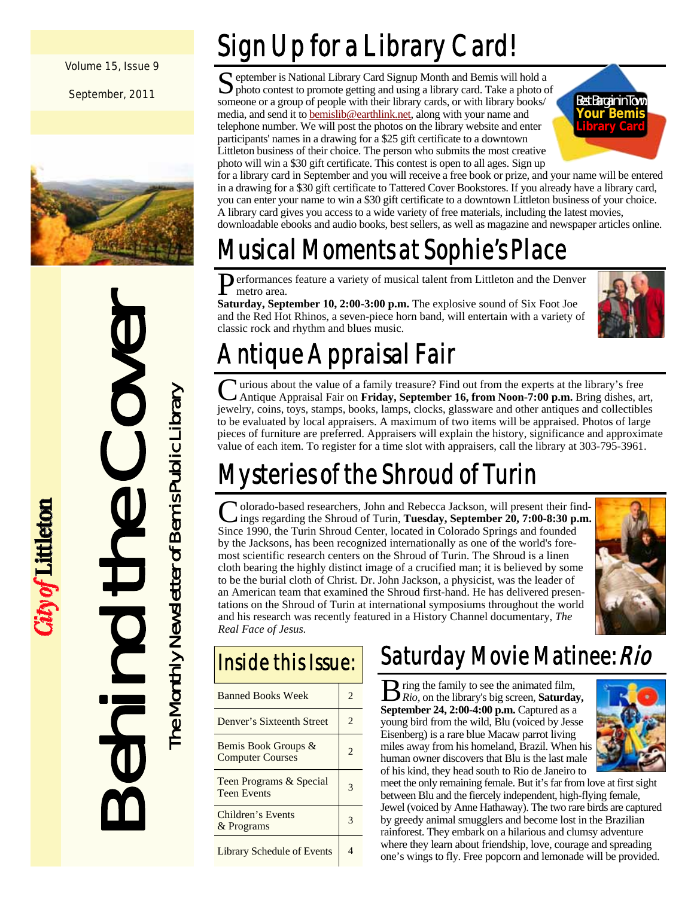Volume 15, Issue 9

September, 2011

City of Littleton

# Behind the Cover

The Monthly Newsletter of Bemis Public Library

## Sign Up for a Library Card!

September is National Library Card Signup Month and Bemis will hold a photo contest to promote getting and using a library card. Take a photo of someone or a group of people with their library cards, or with library books/media, and send it to bemislib@earthlink.net, along with your name and telephone number. We will post the photos on the library website and enter participants' names in a drawing for a $25 gift certificate to a downtown Littleton business of their choice. The person who submits the most creative photo will win a $30 gift certificate. This contest is open to all ages. Sign up for a library card in September and you will receive a free book or prize, and your name will be entered in a drawing for a $30 gift certificate to Tattered Cover Bookstores. If you already have a library card, you can enter your name to win a $30 gift certificate to a downtown Littleton business of your choice. A library card gives you access to a wide variety of free materials, including the latest movies, downloadable ebooks and audio books, best sellers, as well as magazine and newspaper articles online.

Best Bargain in Town
Your Bemis Library Card

## Musical Moments at Sophie's Place

Performances feature a variety of musical talent from Littleton and the Denver metro area.

**Saturday, September 10, 2:00-3:00 p.m.** The explosive sound of Six Foot Joe and the Red Hot Rhinos, a seven-piece horn band, will entertain with a variety of classic rock and rhythm and blues music.

## Antique Appraisal Fair

Curious about the value of a family treasure? Find out from the experts at the library's free Antique Appraisal Fair on **Friday, September 16, from Noon-7:00 p.m.** Bring dishes, art, jewelry, coins, toys, stamps, books, lamps, clocks, glassware and other antiques and collectibles to be evaluated by local appraisers. A maximum of two items will be appraised. Photos of large pieces of furniture are preferred. Appraisers will explain the history, significance and approximate value of each item. To register for a time slot with appraisers, call the library at 303-795-3961.

## Mysteries of the Shroud of Turin

Colorado-based researchers, John and Rebecca Jackson, will present their findings regarding the Shroud of Turin, **Tuesday, September 20, 7:00-8:30 p.m.** Since 1990, the Turin Shroud Center, located in Colorado Springs and founded by the Jacksons, has been recognized internationally as one of the world's foremost scientific research centers on the Shroud of Turin. The Shroud is a linen cloth bearing the highly distinct image of a crucified man; it is believed by some to be the burial cloth of Christ. Dr. John Jackson, a physicist, was the leader of an American team that examined the Shroud first-hand. He has delivered presentations on the Shroud of Turin at international symposiums throughout the world and his research was recently featured in a History Channel documentary, *The Real Face of Jesus.*

## Inside this Issue:

| | |
|---|---|
| Banned Books Week | 2 |
| Denver's Sixteenth Street | 2 |
| Bemis Book Groups & Computer Courses | 2 |
| Teen Programs & Special Teen Events | 3 |
| Children's Events & Programs | 3 |
| Library Schedule of Events | 4 |

## Saturday Movie Matinee: *Rio*

Bring the family to see the animated film, *Rio*, on the library's big screen, **Saturday, September 24, 2:00-4:00 p.m.** Captured as a young bird from the wild, Blu (voiced by Jesse Eisenberg) is a rare blue Macaw parrot living miles away from his homeland, Brazil. When his human owner discovers that Blu is the last male of his kind, they head south to Rio de Janeiro to meet the only remaining female. But it's far from love at first sight between Blu and the fiercely independent, high-flying female, Jewel (voiced by Anne Hathaway). The two rare birds are captured by greedy animal smugglers and become lost in the Brazilian rainforest. They embark on a hilarious and clumsy adventure where they learn about friendship, love, courage and spreading one's wings to fly. Free popcorn and lemonade will be provided.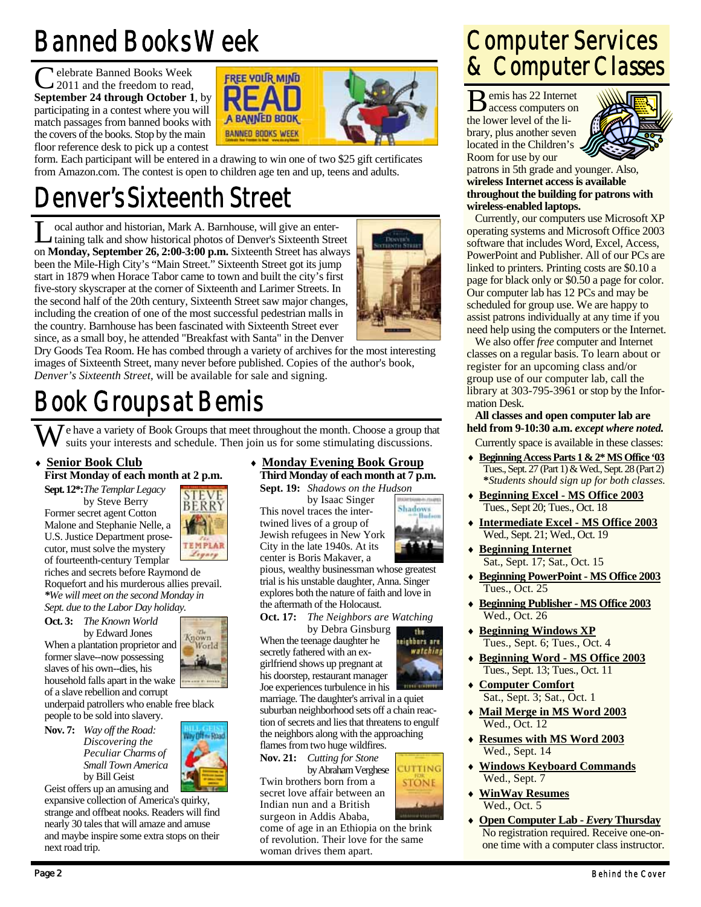# Banned Books Week

Celebrate Banned Books Week 2011 and the freedom to read, **September 24 through October 1**, by participating in a contest where you will match passages from banned books with the covers of the books. Stop by the main floor reference desk to pick up a contest form. Each participant will be entered in a drawing to win one of two $25 gift certificates from Amazon.com. The contest is open to children age ten and up, teens and adults.

# Denver's Sixteenth Street

Local author and historian, Mark A. Barnhouse, will give an entertaining talk and show historical photos of Denver's Sixteenth Street on **Monday, September 26, 2:00-3:00 p.m.** Sixteenth Street has always been the Mile-High City's "Main Street." Sixteenth Street got its jump start in 1879 when Horace Tabor came to town and built the city's first five-story skyscraper at the corner of Sixteenth and Larimer Streets. In the second half of the 20th century, Sixteenth Street saw major changes, including the creation of one of the most successful pedestrian malls in the country. Barnhouse has been fascinated with Sixteenth Street ever since, as a small boy, he attended "Breakfast with Santa" in the Denver Dry Goods Tea Room. He has combed through a variety of archives for the most interesting images of Sixteenth Street, many never before published. Copies of the author's book, *Denver's Sixteenth Street,* will be available for sale and signing.

# Book Groups at Bemis

We have a variety of Book Groups that meet throughout the month. Choose a group that suits your interests and schedule. Then join us for some stimulating discussions.

- **Senior Book Club**
  **First Monday of each month at 2 p.m.**

**Sept. 12*:** *The Templar Legacy* by Steve Berry
Former secret agent Cotton Malone and Stephanie Nelle, a U.S. Justice Department prosecutor, must solve the mystery of fourteenth-century Templar riches and secrets before Raymond de Roquefort and his murderous allies prevail.
*\*We will meet on the second Monday in Sept. due to the Labor Day holiday.*

**Oct. 3:** *The Known World* by Edward Jones
When a plantation proprietor and former slave--now possessing slaves of his own--dies, his household falls apart in the wake of a slave rebellion and corrupt underpaid patrollers who enable free black people to be sold into slavery.

**Nov. 7:** *Way off the Road: Discovering the Peculiar Charms of Small Town America* by Bill Geist
Geist offers up an amusing and expansive collection of America's quirky, strange and offbeat nooks. Readers will find nearly 30 tales that will amaze and amuse and maybe inspire some extra stops on their next road trip.

- **Monday Evening Book Group**
  **Third Monday of each month at 7 p.m.**

**Sept. 19:** *Shadows on the Hudson* by Isaac Singer
This novel traces the intertwined lives of a group of Jewish refugees in New York City in the late 1940s. At its center is Boris Makaver, a pious, wealthy businessman whose greatest trial is his unstable daughter, Anna. Singer explores both the nature of faith and love in the aftermath of the Holocaust.

**Oct. 17:** *The Neighbors are Watching* by Debra Ginsburg
When the teenage daughter he secretly fathered with an ex-girlfriend shows up pregnant at his doorstep, restaurant manager Joe experiences turbulence in his marriage. The daughter's arrival in a quiet suburban neighborhood sets off a chain reaction of secrets and lies that threatens to engulf the neighbors along with the approaching flames from two huge wildfires.

**Nov. 21:** *Cutting for Stone* by Abraham Verghese
Twin brothers born from a secret love affair between an Indian nun and a British surgeon in Addis Ababa, come of age in an Ethiopia on the brink of revolution. Their love for the same woman drives them apart.

# Computer Services & Computer Classes

Bemis has 22 Internet access computers on the lower level of the library, plus another seven located in the Children's Room for use by our patrons in 5th grade and younger. Also, **wireless Internet access is available throughout the building for patrons with wireless-enabled laptops.**

Currently, our computers use Microsoft XP operating systems and Microsoft Office 2003 software that includes Word, Excel, Access, PowerPoint and Publisher. All of our PCs are linked to printers. Printing costs are $0.10 a page for black only or $0.50 a page for color. Our computer lab has 12 PCs and may be scheduled for group use. We are happy to assist patrons individually at any time if you need help using the computers or the Internet.

We also offer *free* computer and Internet classes on a regular basis. To learn about or register for an upcoming class and/or group use of our computer lab, call the library at 303-795-3961 or stop by the Information Desk.

**All classes and open computer lab are held from 9-10:30 a.m.** ***except where noted.***

Currently space is available in these classes:

- **Beginning Access Parts 1 & 2* MS Office '03**
  Tues., Sept. 27 (Part 1) & Wed., Sept. 28 (Part 2)
  *\*Students should sign up for both classes.*
- **Beginning Excel - MS Office 2003**
  Tues., Sept 20; Tues., Oct. 18
- **Intermediate Excel - MS Office 2003**
  Wed., Sept. 21; Wed., Oct. 19
- **Beginning Internet**
  Sat., Sept. 17; Sat., Oct. 15
- **Beginning PowerPoint - MS Office 2003**
  Tues., Oct. 25
- **Beginning Publisher - MS Office 2003**
  Wed., Oct. 26
- **Beginning Windows XP**
  Tues., Sept. 6; Tues., Oct. 4
- **Beginning Word - MS Office 2003**
  Tues., Sept. 13; Tues., Oct. 11
- **Computer Comfort**
  Sat., Sept. 3; Sat., Oct. 1
- **Mail Merge in MS Word 2003**
  Wed., Oct. 12
- **Resumes with MS Word 2003**
  Wed., Sept. 14
- **Windows Keyboard Commands**
  Wed., Sept. 7
- **WinWay Resumes**
  Wed., Oct. 5
- **Open Computer Lab - *Every* Thursday**
  No registration required. Receive one-on-one time with a computer class instructor.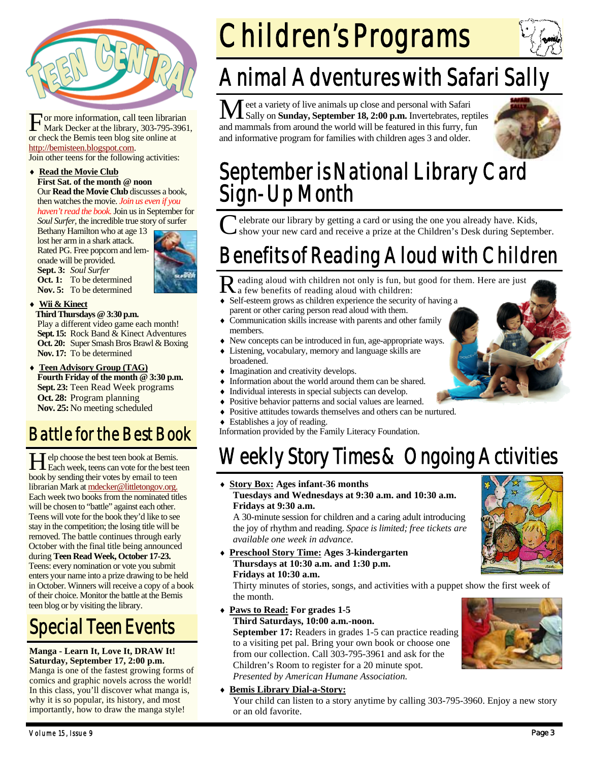# Teen Central

For more information, call teen librarian Mark Decker at the library, 303-795-3961, or check the Bemis teen blog site online at http://bemisteen.blogspot.com. Join other teens for the following activities:

- **Read the Movie Club**
  **First Sat. of the month @ noon**
  Our **Read the Movie Club** discusses a book, then watches the movie. *Join us even if you haven't read the book.* Join us in September for *Soul Surfer*, the incredible true story of surfer Bethany Hamilton who at age 13 lost her arm in a shark attack. Rated PG. Free popcorn and lemonade will be provided.
  **Sept. 3:** *Soul Surfer*
  **Oct. 1:** To be determined
  **Nov. 5:** To be determined
- **Wii & Kinect**
  **Third Thursdays @ 3:30 p.m.**
  Play a different video game each month!
  **Sept. 15:** Rock Band & Kinect Adventures
  **Oct. 20:** Super Smash Bros Brawl & Boxing
  **Nov. 17:** To be determined
- **Teen Advisory Group (TAG)**
  **Fourth Friday of the month @ 3:30 p.m.**
  **Sept. 23:** Teen Read Week programs
  **Oct. 28:** Program planning
  **Nov. 25:** No meeting scheduled

## Battle for the Best Book

Help choose the best teen book at Bemis. Each week, teens can vote for the best teen book by sending their votes by email to teen librarian Mark at mdecker@littletongov.org. Each week two books from the nominated titles will be chosen to "battle" against each other. Teens will vote for the book they'd like to see stay in the competition; the losing title will be removed. The battle continues through early October with the final title being announced during **Teen Read Week, October 17-23.** Teens: every nomination or vote you submit enters your name into a prize drawing to be held in October. Winners will receive a copy of a book of their choice. Monitor the battle at the Bemis teen blog or by visiting the library.

## Special Teen Events

**Manga - Learn It, Love It, DRAW It!**
**Saturday, September 17, 2:00 p.m.**
Manga is one of the fastest growing forms of comics and graphic novels across the world! In this class, you'll discover what manga is, why it is so popular, its history, and most importantly, how to draw the manga style!

# Children's Programs

## Animal Adventures with Safari Sally

Meet a variety of live animals up close and personal with Safari Sally on **Sunday, September 18, 2:00 p.m.** Invertebrates, reptiles and mammals from around the world will be featured in this furry, fun and informative program for families with children ages 3 and older.

## September is National Library Card Sign-Up Month

Celebrate our library by getting a card or using the one you already have. Kids, show your new card and receive a prize at the Children's Desk during September.

## Benefits of Reading Aloud with Children

Reading aloud with children not only is fun, but good for them. Here are just a few benefits of reading aloud with children:

- Self-esteem grows as children experience the security of having a parent or other caring person read aloud with them.
- Communication skills increase with parents and other family members.
- New concepts can be introduced in fun, age-appropriate ways.
- Listening, vocabulary, memory and language skills are broadened.
- Imagination and creativity develops.
- Information about the world around them can be shared.
- Individual interests in special subjects can develop.
- Positive behavior patterns and social values are learned.
- Positive attitudes towards themselves and others can be nurtured.
- Establishes a joy of reading.

Information provided by the Family Literacy Foundation.

## Weekly Story Times & Ongoing Activities

- **Story Box: Ages infant-36 months**
  **Tuesdays and Wednesdays at 9:30 a.m. and 10:30 a.m.**
  **Fridays at 9:30 a.m.**
  A 30-minute session for children and a caring adult introducing the joy of rhythm and reading. *Space is limited; free tickets are available one week in advance.*
- **Preschool Story Time: Ages 3-kindergarten**
  **Thursdays at 10:30 a.m. and 1:30 p.m.**
  **Fridays at 10:30 a.m.**
  Thirty minutes of stories, songs, and activities with a puppet show the first week of the month.
- **Paws to Read: For grades 1-5**
  **Third Saturdays, 10:00 a.m.-noon.**
  **September 17:** Readers in grades 1-5 can practice reading to a visiting pet pal. Bring your own book or choose one from our collection. Call 303-795-3961 and ask for the Children's Room to register for a 20 minute spot. *Presented by American Humane Association.*
- **Bemis Library Dial-a-Story:**
  Your child can listen to a story anytime by calling 303-795-3960. Enjoy a new story or an old favorite.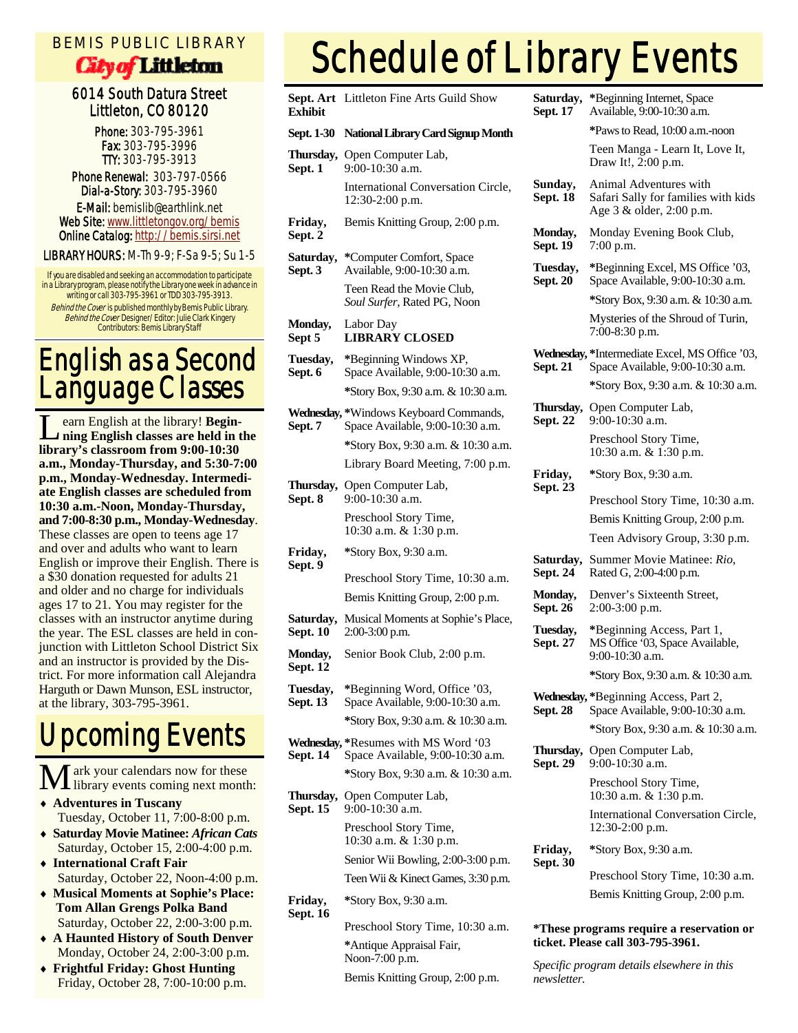BEMIS PUBLIC LIBRARY

City of Littleton

6014 South Datura Street
Littleton, CO 80120

Phone: 303-795-3961
Fax: 303-795-3996
TTY: 303-795-3913
Phone Renewal: 303-797-0566
Dial-a-Story: 303-795-3960
E-Mail: bemislib@earthlink.net
Web Site: www.littletongov.org/bemis
Online Catalog: http://bemis.sirsi.net

LIBRARY HOURS: M-Th 9-9; F-Sa 9-5; Su 1-5

If you are disabled and seeking an accommodation to participate in a Library program, please notify the Library one week in advance in writing or call 303-795-3961 or TDD 303-795-3913.

*Behind the Cover* is published monthly by Bemis Public Library.
*Behind the Cover* Designer/Editor: Julie Clark Kingery
Contributors: Bemis Library Staff

# English as a Second Language Classes

Learn English at the library! **Beginning English classes are held in the library's classroom from 9:00-10:30 a.m., Monday-Thursday, and 5:30-7:00 p.m., Monday-Wednesday. Intermediate English classes are scheduled from 10:30 a.m.-Noon, Monday-Thursday, and 7:00-8:30 p.m., Monday-Wednesday**. These classes are open to teens age 17 and over and adults who want to learn English or improve their English. There is a $30 donation requested for adults 21 and older and no charge for individuals ages 17 to 21. You may register for the classes with an instructor anytime during the year. The ESL classes are held in conjunction with Littleton School District Six and an instructor is provided by the District. For more information call Alejandra Harguth or Dawn Munson, ESL instructor, at the library, 303-795-3961.

# Upcoming Events

Mark your calendars now for these library events coming next month:

- **Adventures in Tuscany**
  Tuesday, October 11, 7:00-8:00 p.m.
- **Saturday Movie Matinee: *African Cats***
  Saturday, October 15, 2:00-4:00 p.m.
- **International Craft Fair**
  Saturday, October 22, Noon-4:00 p.m.
- **Musical Moments at Sophie's Place: Tom Allan Grengs Polka Band**
  Saturday, October 22, 2:00-3:00 p.m.
- **A Haunted History of South Denver**
  Monday, October 24, 2:00-3:00 p.m.
- **Frightful Friday: Ghost Hunting**
  Friday, October 28, 7:00-10:00 p.m.

# Schedule of Library Events

| | |
|---|---|
| **Sept. Art Exhibit** | Littleton Fine Arts Guild Show |
| **Sept. 1-30** | **National Library Card Signup Month** |
| **Thursday, Sept. 1** | Open Computer Lab, 9:00-10:30 a.m. |
| | International Conversation Circle, 12:30-2:00 p.m. |
| **Friday, Sept. 2** | Bemis Knitting Group, 2:00 p.m. |
| **Saturday, Sept. 3** | *Computer Comfort, Space Available, 9:00-10:30 a.m. |
| | Teen Read the Movie Club, *Soul Surfer*, Rated PG, Noon |
| **Monday, Sept 5** | Labor Day **LIBRARY CLOSED** |
| **Tuesday, Sept. 6** | *Beginning Windows XP, Space Available, 9:00-10:30 a.m. |
| | *Story Box, 9:30 a.m. & 10:30 a.m. |
| **Wednesday, Sept. 7** | *Windows Keyboard Commands, Space Available, 9:00-10:30 a.m. |
| | *Story Box, 9:30 a.m. & 10:30 a.m. |
| | Library Board Meeting, 7:00 p.m. |
| **Thursday, Sept. 8** | Open Computer Lab, 9:00-10:30 a.m. |
| | Preschool Story Time, 10:30 a.m. & 1:30 p.m. |
| **Friday, Sept. 9** | *Story Box, 9:30 a.m. |
| | Preschool Story Time, 10:30 a.m. |
| | Bemis Knitting Group, 2:00 p.m. |
| **Saturday, Sept. 10** | Musical Moments at Sophie's Place, 2:00-3:00 p.m. |
| **Monday, Sept. 12** | Senior Book Club, 2:00 p.m. |
| **Tuesday, Sept. 13** | *Beginning Word, Office '03, Space Available, 9:00-10:30 a.m. |
| | *Story Box, 9:30 a.m. & 10:30 a.m. |
| **Wednesday, Sept. 14** | *Resumes with MS Word '03 Space Available, 9:00-10:30 a.m. |
| | *Story Box, 9:30 a.m. & 10:30 a.m. |
| **Thursday, Sept. 15** | Open Computer Lab, 9:00-10:30 a.m. |
| | Preschool Story Time, 10:30 a.m. & 1:30 p.m. |
| | Senior Wii Bowling, 2:00-3:00 p.m. |
| | Teen Wii & Kinect Games, 3:30 p.m. |
| **Friday, Sept. 16** | *Story Box, 9:30 a.m. |
| | Preschool Story Time, 10:30 a.m. |
| | *Antique Appraisal Fair, Noon-7:00 p.m. |
| | Bemis Knitting Group, 2:00 p.m. |
| **Saturday, Sept. 17** | *Beginning Internet, Space Available, 9:00-10:30 a.m. |
| | *Paws to Read, 10:00 a.m.-noon |
| | Teen Manga - Learn It, Love It, Draw It!, 2:00 p.m. |
| **Sunday, Sept. 18** | Animal Adventures with Safari Sally for families with kids Age 3 & older, 2:00 p.m. |
| **Monday, Sept. 19** | Monday Evening Book Club, 7:00 p.m. |
| **Tuesday, Sept. 20** | *Beginning Excel, MS Office '03, Space Available, 9:00-10:30 a.m. |
| | *Story Box, 9:30 a.m. & 10:30 a.m. |
| | Mysteries of the Shroud of Turin, 7:00-8:30 p.m. |
| **Wednesday, Sept. 21** | *Intermediate Excel, MS Office '03, Space Available, 9:00-10:30 a.m. |
| | *Story Box, 9:30 a.m. & 10:30 a.m. |
| **Thursday, Sept. 22** | Open Computer Lab, 9:00-10:30 a.m. |
| | Preschool Story Time, 10:30 a.m. & 1:30 p.m. |
| **Friday, Sept. 23** | *Story Box, 9:30 a.m. |
| | Preschool Story Time, 10:30 a.m. |
| | Bemis Knitting Group, 2:00 p.m. |
| | Teen Advisory Group, 3:30 p.m. |
| **Saturday, Sept. 24** | Summer Movie Matinee: *Rio*, Rated G, 2:00-4:00 p.m. |
| **Monday, Sept. 26** | Denver's Sixteenth Street, 2:00-3:00 p.m. |
| **Tuesday, Sept. 27** | *Beginning Access, Part 1, MS Office '03, Space Available, 9:00-10:30 a.m. |
| | *Story Box, 9:30 a.m. & 10:30 a.m. |
| **Wednesday, Sept. 28** | *Beginning Access, Part 2, Space Available, 9:00-10:30 a.m. |
| | *Story Box, 9:30 a.m. & 10:30 a.m. |
| **Thursday, Sept. 29** | Open Computer Lab, 9:00-10:30 a.m. |
| | Preschool Story Time, 10:30 a.m. & 1:30 p.m. |
| | International Conversation Circle, 12:30-2:00 p.m. |
| **Friday, Sept. 30** | *Story Box, 9:30 a.m. |
| | Preschool Story Time, 10:30 a.m. |
| | Bemis Knitting Group, 2:00 p.m. |

**\*These programs require a reservation or ticket. Please call 303-795-3961.**

*Specific program details elsewhere in this newsletter.*